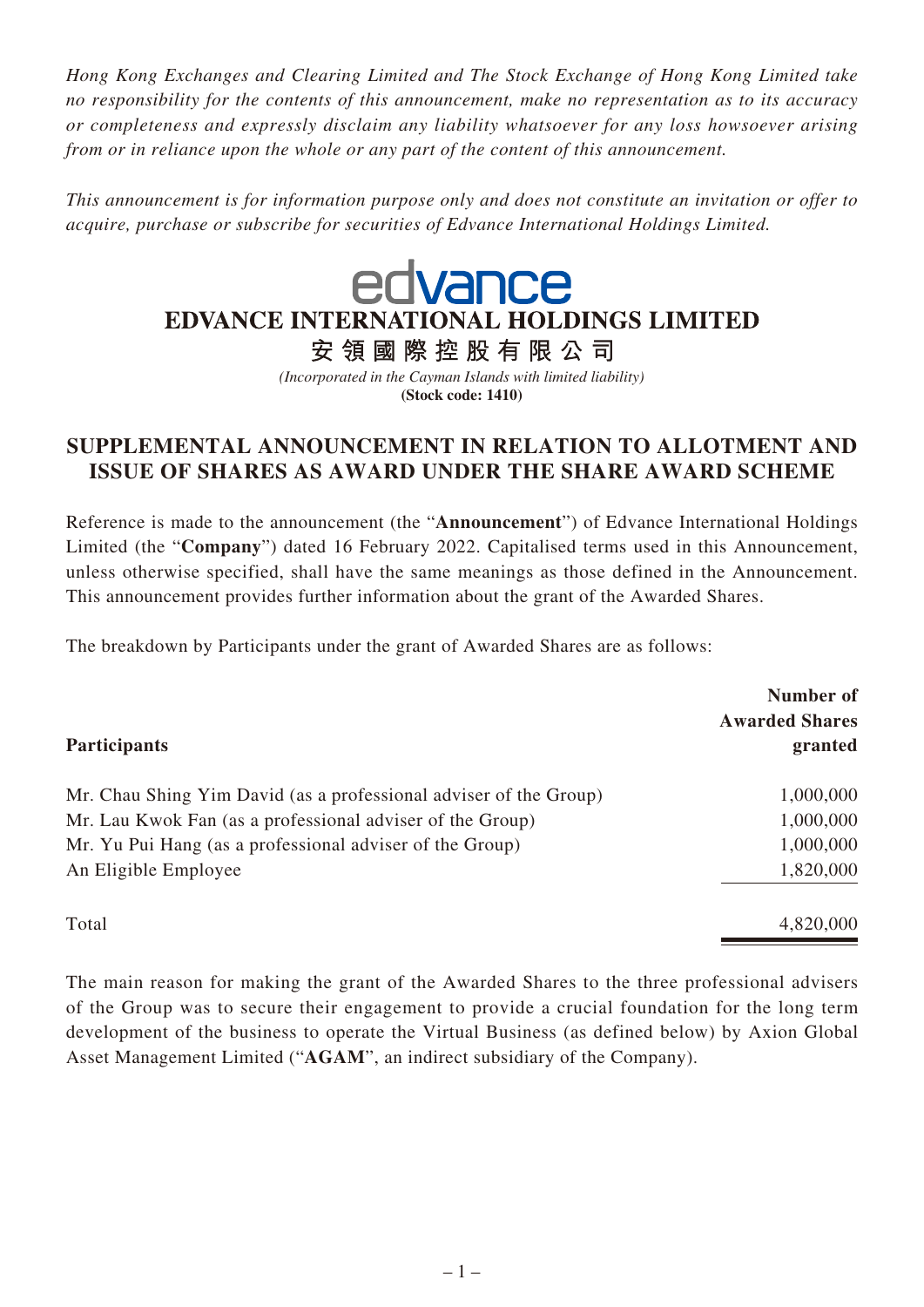*Hong Kong Exchanges and Clearing Limited and The Stock Exchange of Hong Kong Limited take no responsibility for the contents of this announcement, make no representation as to its accuracy or completeness and expressly disclaim any liability whatsoever for any loss howsoever arising from or in reliance upon the whole or any part of the content of this announcement.*

*This announcement is for information purpose only and does not constitute an invitation or offer to acquire, purchase or subscribe for securities of Edvance International Holdings Limited.*

edvance

**EDVANCE INTERNATIONAL HOLDINGS LIMITED**

**安領國際控股有限公司**

*(Incorporated in the Cayman Islands with limited liability)*

**(Stock code: 1410)**

## SUPPLEMENTAL ANNOUNCEMENT IN RELATION TO ALLOTMENT AND ISSUE OF SHARES AS AWARD UNDER THE SHARE AWARD SCHEME

Reference is made to the announcement (the "**Announcement**") of Edvance International Holdings Limited (the "**Company**") dated 16 February 2022. Capitalised terms used in this Announcement, unless otherwise specified, shall have the same meanings as those defined in the Announcement. This announcement provides further information about the grant of the Awarded Shares.

The breakdown by Participants under the grant of Awarded Shares are as follows:

| Participants | Number of Awarded Shares granted |
|---|---|
| Mr. Chau Shing Yim David (as a professional adviser of the Group) | 1,000,000 |
| Mr. Lau Kwok Fan (as a professional adviser of the Group) | 1,000,000 |
| Mr. Yu Pui Hang (as a professional adviser of the Group) | 1,000,000 |
| An Eligible Employee | 1,820,000 |
| Total | 4,820,000 |

The main reason for making the grant of the Awarded Shares to the three professional advisers of the Group was to secure their engagement to provide a crucial foundation for the long term development of the business to operate the Virtual Business (as defined below) by Axion Global Asset Management Limited ("**AGAM**", an indirect subsidiary of the Company).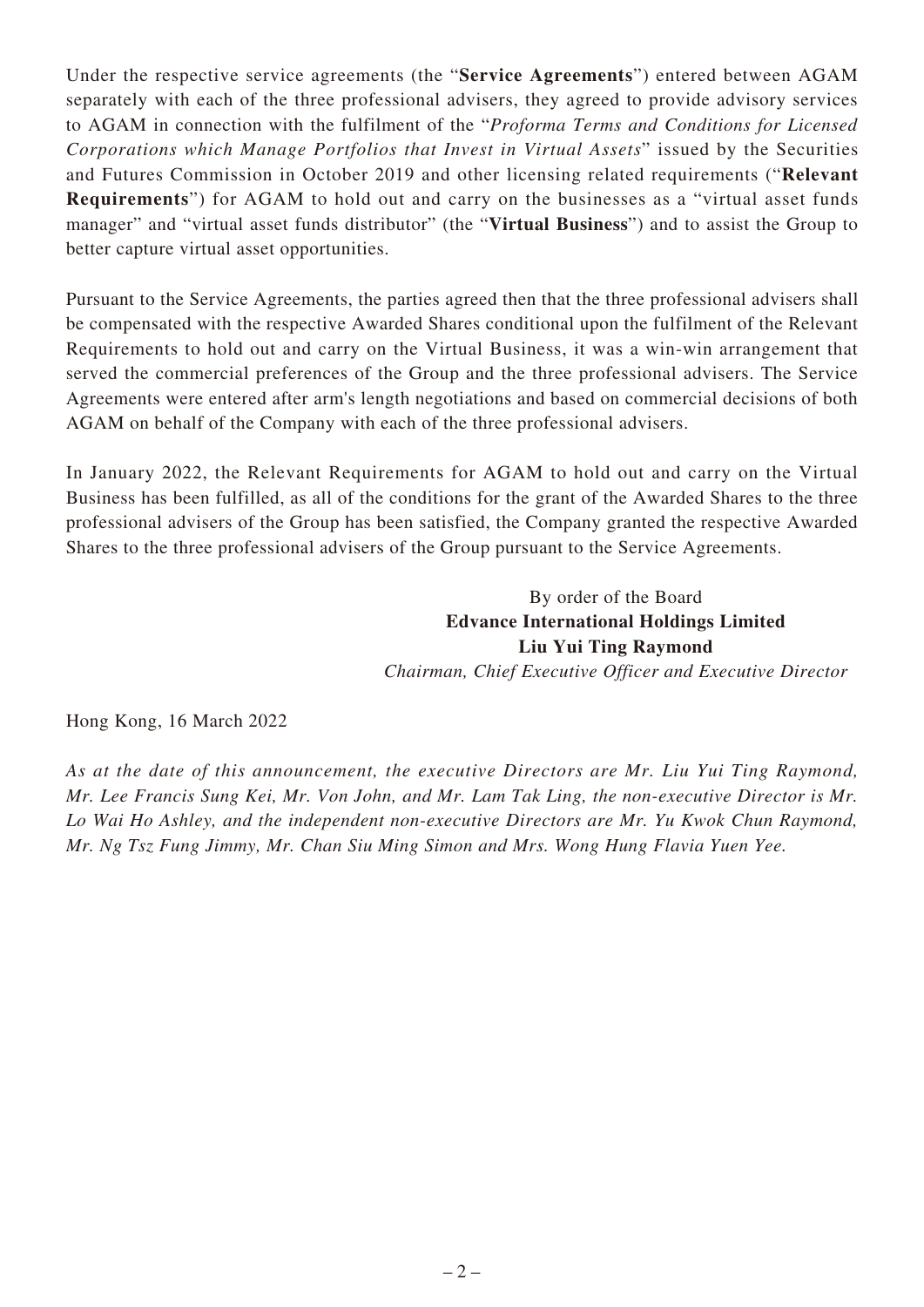Under the respective service agreements (the "**Service Agreements**") entered between AGAM separately with each of the three professional advisers, they agreed to provide advisory services to AGAM in connection with the fulfilment of the "*Proforma Terms and Conditions for Licensed Corporations which Manage Portfolios that Invest in Virtual Assets*" issued by the Securities and Futures Commission in October 2019 and other licensing related requirements ("**Relevant Requirements**") for AGAM to hold out and carry on the businesses as a "virtual asset funds manager" and "virtual asset funds distributor" (the "**Virtual Business**") and to assist the Group to better capture virtual asset opportunities.

Pursuant to the Service Agreements, the parties agreed then that the three professional advisers shall be compensated with the respective Awarded Shares conditional upon the fulfilment of the Relevant Requirements to hold out and carry on the Virtual Business, it was a win-win arrangement that served the commercial preferences of the Group and the three professional advisers. The Service Agreements were entered after arm's length negotiations and based on commercial decisions of both AGAM on behalf of the Company with each of the three professional advisers.

In January 2022, the Relevant Requirements for AGAM to hold out and carry on the Virtual Business has been fulfilled, as all of the conditions for the grant of the Awarded Shares to the three professional advisers of the Group has been satisfied, the Company granted the respective Awarded Shares to the three professional advisers of the Group pursuant to the Service Agreements.

By order of the Board
**Edvance International Holdings Limited**
**Liu Yui Ting Raymond**
*Chairman, Chief Executive Officer and Executive Director*

Hong Kong, 16 March 2022

*As at the date of this announcement, the executive Directors are Mr. Liu Yui Ting Raymond, Mr. Lee Francis Sung Kei, Mr. Von John, and Mr. Lam Tak Ling, the non-executive Director is Mr. Lo Wai Ho Ashley, and the independent non-executive Directors are Mr. Yu Kwok Chun Raymond, Mr. Ng Tsz Fung Jimmy, Mr. Chan Siu Ming Simon and Mrs. Wong Hung Flavia Yuen Yee.*